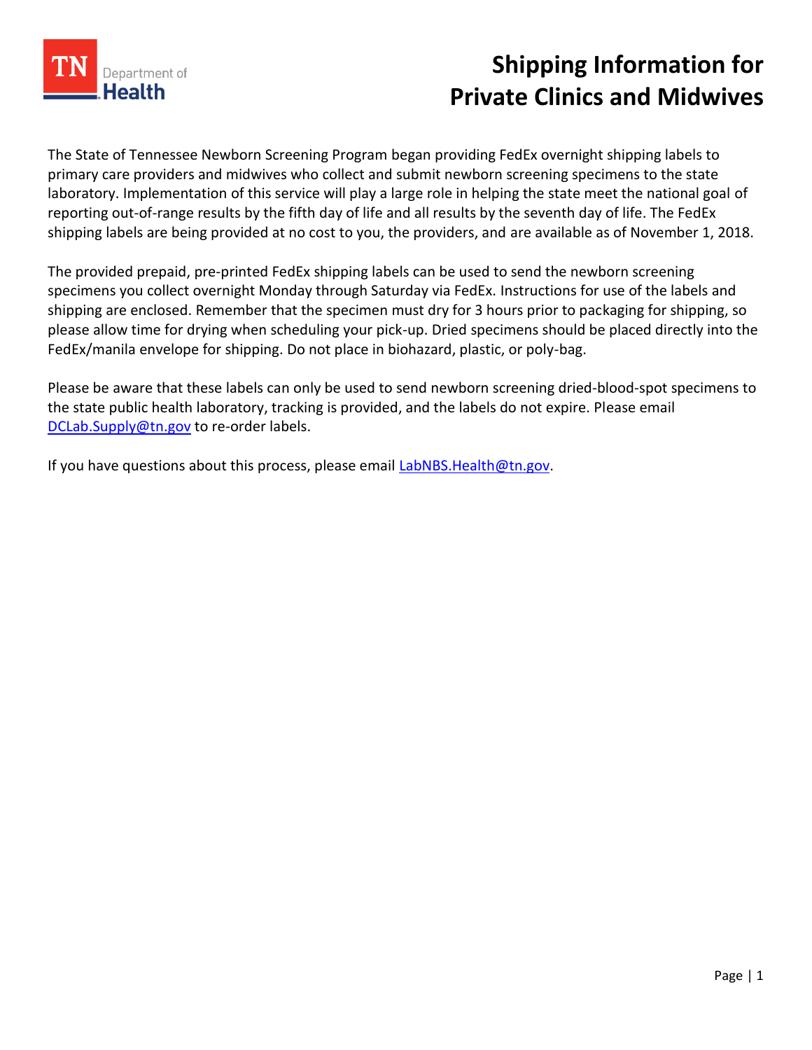# Shipping Information for Private Clinics and Midwives

The State of Tennessee Newborn Screening Program began providing FedEx overnight shipping labels to primary care providers and midwives who collect and submit newborn screening specimens to the state laboratory. Implementation of this service will play a large role in helping the state meet the national goal of reporting out-of-range results by the fifth day of life and all results by the seventh day of life. The FedEx shipping labels are being provided at no cost to you, the providers, and are available as of November 1, 2018.

The provided prepaid, pre-printed FedEx shipping labels can be used to send the newborn screening specimens you collect overnight Monday through Saturday via FedEx. Instructions for use of the labels and shipping are enclosed. Remember that the specimen must dry for 3 hours prior to packaging for shipping, so please allow time for drying when scheduling your pick-up. Dried specimens should be placed directly into the FedEx/manila envelope for shipping. Do not place in biohazard, plastic, or poly-bag.

Please be aware that these labels can only be used to send newborn screening dried-blood-spot specimens to the state public health laboratory, tracking is provided, and the labels do not expire. Please email DCLab.Supply@tn.gov to re-order labels.

If you have questions about this process, please email LabNBS.Health@tn.gov.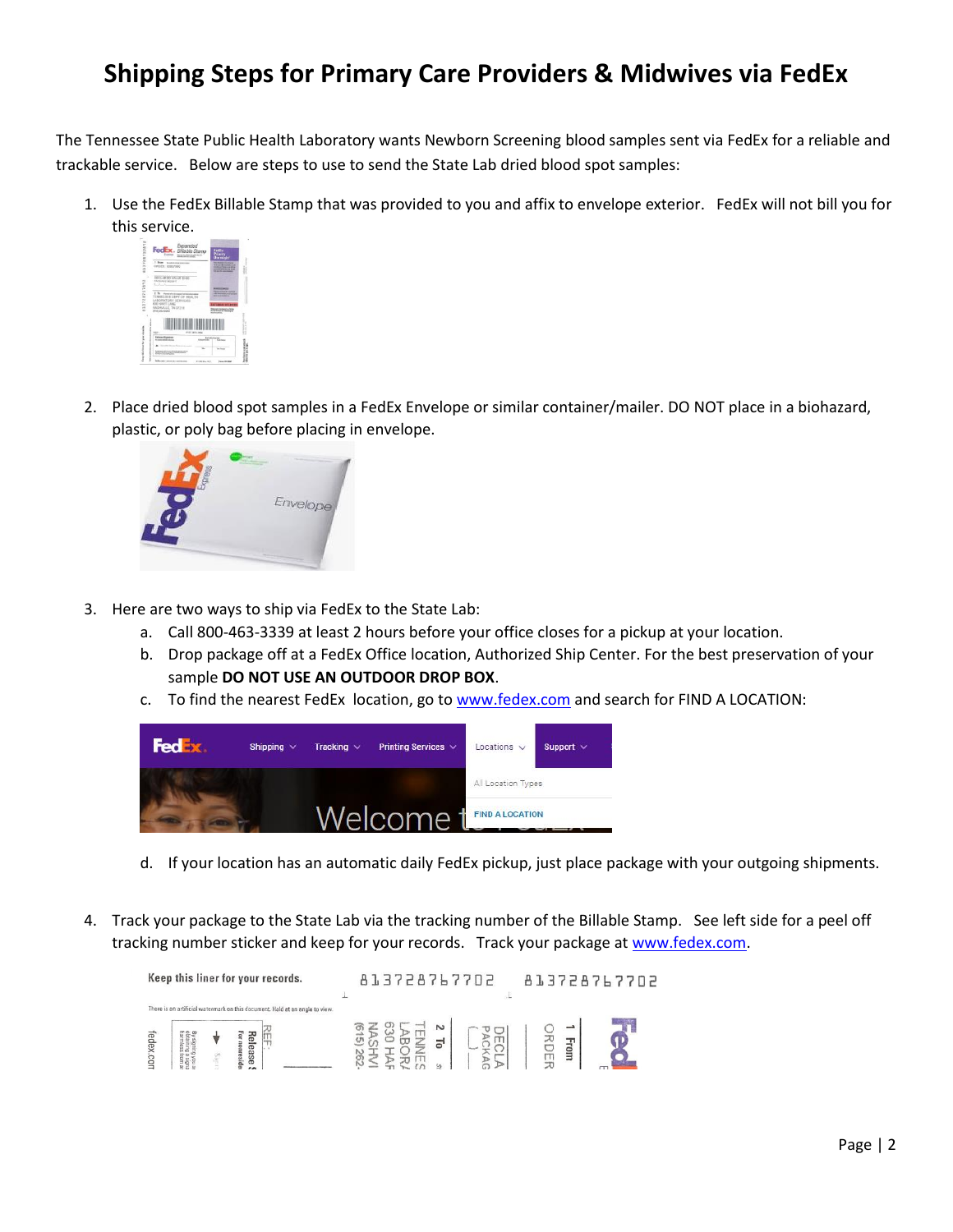# Shipping Steps for Primary Care Providers & Midwives via FedEx

The Tennessee State Public Health Laboratory wants Newborn Screening blood samples sent via FedEx for a reliable and trackable service. Below are steps to use to send the State Lab dried blood spot samples:

1. Use the FedEx Billable Stamp that was provided to you and affix to envelope exterior. FedEx will not bill you for this service.

2. Place dried blood spot samples in a FedEx Envelope or similar container/mailer. DO NOT place in a biohazard, plastic, or poly bag before placing in envelope.

3. Here are two ways to ship via FedEx to the State Lab:
   a. Call 800-463-3339 at least 2 hours before your office closes for a pickup at your location.
   b. Drop package off at a FedEx Office location, Authorized Ship Center. For the best preservation of your sample **DO NOT USE AN OUTDOOR DROP BOX**.
   c. To find the nearest FedEx location, go to www.fedex.com and search for FIND A LOCATION:

   d. If your location has an automatic daily FedEx pickup, just place package with your outgoing shipments.

4. Track your package to the State Lab via the tracking number of the Billable Stamp. See left side for a peel off tracking number sticker and keep for your records. Track your package at www.fedex.com.